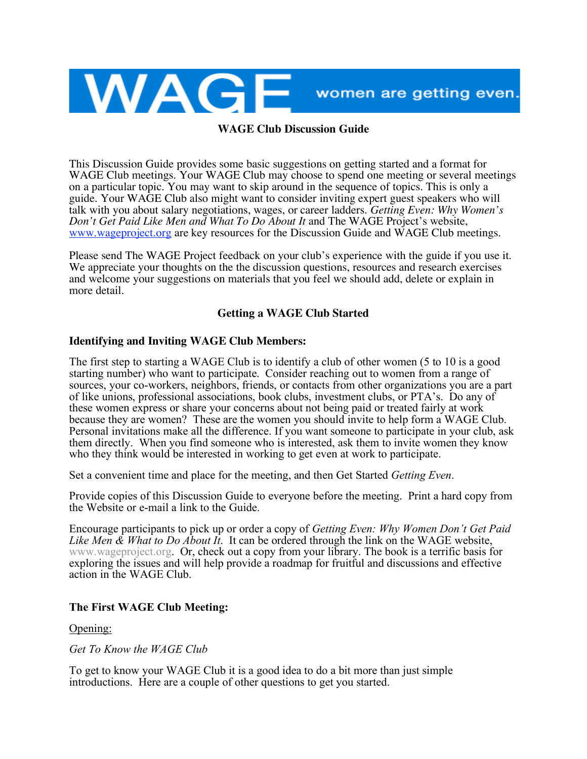WAGE women are getting even.

# WAGE Club Discussion Guide

This Discussion Guide provides some basic suggestions on getting started and a format for WAGE Club meetings. Your WAGE Club may choose to spend one meeting or several meetings on a particular topic. You may want to skip around in the sequence of topics. This is only a guide. Your WAGE Club also might want to consider inviting expert guest speakers who will talk with you about salary negotiations, wages, or career ladders. *Getting Even: Why Women's Don't Get Paid Like Men and What To Do About It* and The WAGE Project's website, www.wageproject.org are key resources for the Discussion Guide and WAGE Club meetings.

Please send The WAGE Project feedback on your club's experience with the guide if you use it. We appreciate your thoughts on the the discussion questions, resources and research exercises and welcome your suggestions on materials that you feel we should add, delete or explain in more detail.

## Getting a WAGE Club Started

### Identifying and Inviting WAGE Club Members:

The first step to starting a WAGE Club is to identify a club of other women (5 to 10 is a good starting number) who want to participate. Consider reaching out to women from a range of sources, your co-workers, neighbors, friends, or contacts from other organizations you are a part of like unions, professional associations, book clubs, investment clubs, or PTA's. Do any of these women express or share your concerns about not being paid or treated fairly at work because they are women? These are the women you should invite to help form a WAGE Club. Personal invitations make all the difference. If you want someone to participate in your club, ask them directly. When you find someone who is interested, ask them to invite women they know who they think would be interested in working to get even at work to participate.

Set a convenient time and place for the meeting, and then Get Started *Getting Even*.

Provide copies of this Discussion Guide to everyone before the meeting. Print a hard copy from the Website or e-mail a link to the Guide.

Encourage participants to pick up or order a copy of *Getting Even: Why Women Don't Get Paid Like Men & What to Do About It.* It can be ordered through the link on the WAGE website, www.wageproject.org. Or, check out a copy from your library. The book is a terrific basis for exploring the issues and will help provide a roadmap for fruitful and discussions and effective action in the WAGE Club.

### The First WAGE Club Meeting:

Opening:

*Get To Know the WAGE Club*

To get to know your WAGE Club it is a good idea to do a bit more than just simple introductions. Here are a couple of other questions to get you started.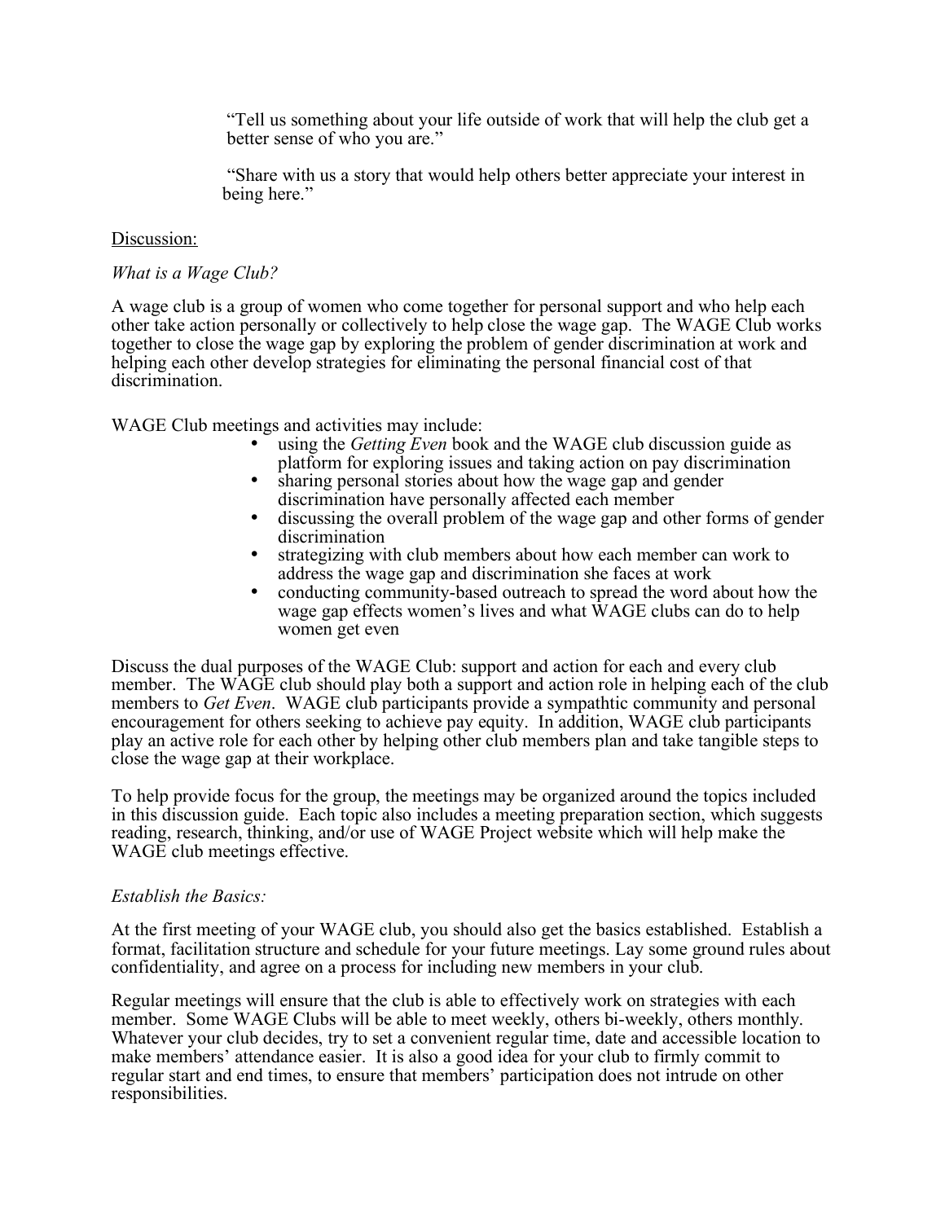"Tell us something about your life outside of work that will help the club get a better sense of who you are."

"Share with us a story that would help others better appreciate your interest in being here."

Discussion:

*What is a Wage Club?*

A wage club is a group of women who come together for personal support and who help each other take action personally or collectively to help close the wage gap. The WAGE Club works together to close the wage gap by exploring the problem of gender discrimination at work and helping each other develop strategies for eliminating the personal financial cost of that discrimination.

WAGE Club meetings and activities may include:

- using the *Getting Even* book and the WAGE club discussion guide as platform for exploring issues and taking action on pay discrimination
- sharing personal stories about how the wage gap and gender discrimination have personally affected each member
- discussing the overall problem of the wage gap and other forms of gender discrimination
- strategizing with club members about how each member can work to address the wage gap and discrimination she faces at work
- conducting community-based outreach to spread the word about how the wage gap effects women's lives and what WAGE clubs can do to help women get even

Discuss the dual purposes of the WAGE Club: support and action for each and every club member. The WAGE club should play both a support and action role in helping each of the club members to *Get Even*. WAGE club participants provide a sympathtic community and personal encouragement for others seeking to achieve pay equity. In addition, WAGE club participants play an active role for each other by helping other club members plan and take tangible steps to close the wage gap at their workplace.

To help provide focus for the group, the meetings may be organized around the topics included in this discussion guide. Each topic also includes a meeting preparation section, which suggests reading, research, thinking, and/or use of WAGE Project website which will help make the WAGE club meetings effective.

*Establish the Basics:*

At the first meeting of your WAGE club, you should also get the basics established. Establish a format, facilitation structure and schedule for your future meetings. Lay some ground rules about confidentiality, and agree on a process for including new members in your club.

Regular meetings will ensure that the club is able to effectively work on strategies with each member. Some WAGE Clubs will be able to meet weekly, others bi-weekly, others monthly. Whatever your club decides, try to set a convenient regular time, date and accessible location to make members' attendance easier. It is also a good idea for your club to firmly commit to regular start and end times, to ensure that members' participation does not intrude on other responsibilities.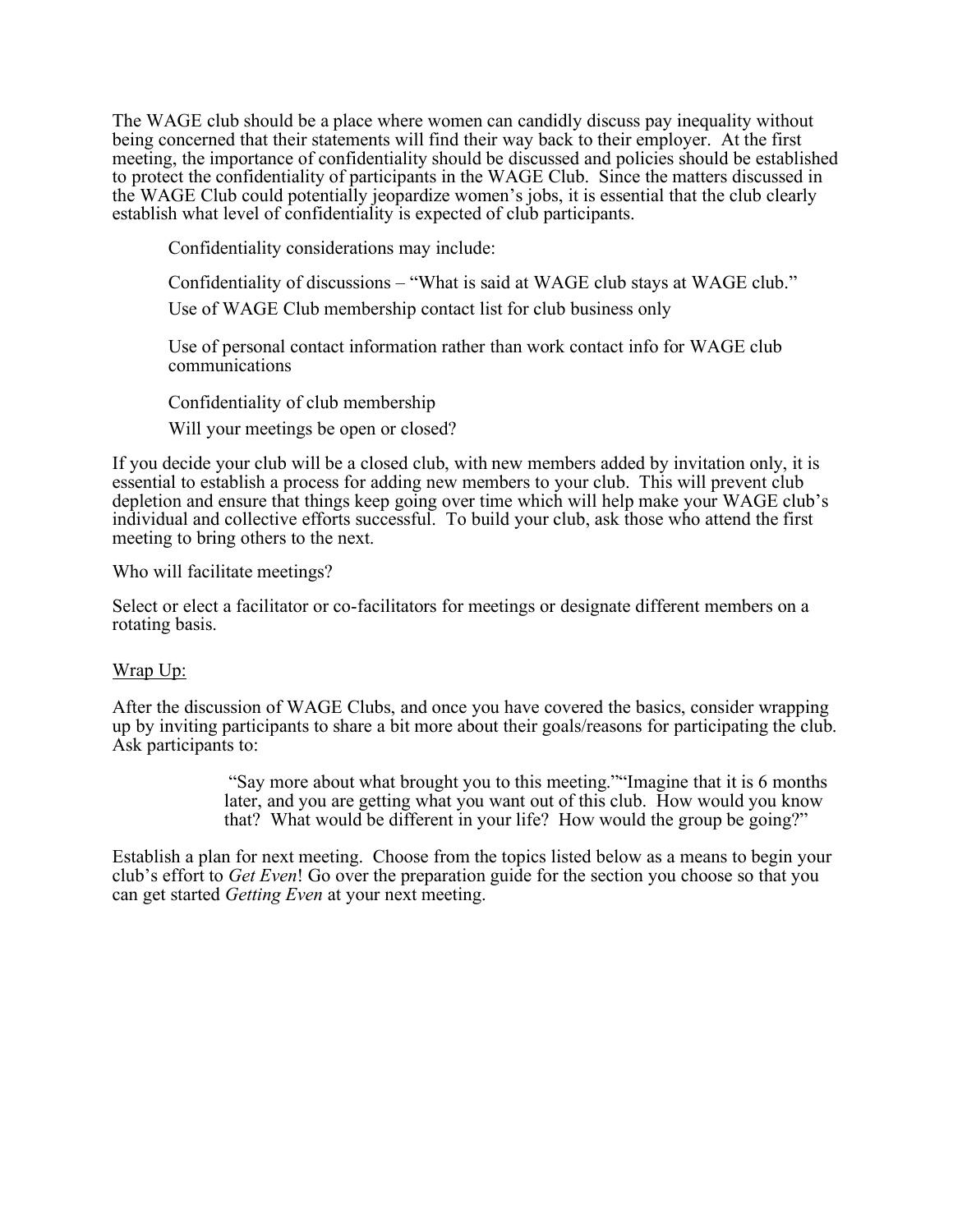The WAGE club should be a place where women can candidly discuss pay inequality without being concerned that their statements will find their way back to their employer. At the first meeting, the importance of confidentiality should be discussed and policies should be established to protect the confidentiality of participants in the WAGE Club. Since the matters discussed in the WAGE Club could potentially jeopardize women's jobs, it is essential that the club clearly establish what level of confidentiality is expected of club participants.

> Confidentiality considerations may include:
>
> Confidentiality of discussions – "What is said at WAGE club stays at WAGE club."
>
> Use of WAGE Club membership contact list for club business only
>
> Use of personal contact information rather than work contact info for WAGE club communications
>
> Confidentiality of club membership
>
> Will your meetings be open or closed?

If you decide your club will be a closed club, with new members added by invitation only, it is essential to establish a process for adding new members to your club. This will prevent club depletion and ensure that things keep going over time which will help make your WAGE club's individual and collective efforts successful. To build your club, ask those who attend the first meeting to bring others to the next.

Who will facilitate meetings?

Select or elect a facilitator or co-facilitators for meetings or designate different members on a rotating basis.

<u>Wrap Up:</u>

After the discussion of WAGE Clubs, and once you have covered the basics, consider wrapping up by inviting participants to share a bit more about their goals/reasons for participating the club. Ask participants to:

> "Say more about what brought you to this meeting.""Imagine that it is 6 months later, and you are getting what you want out of this club. How would you know that? What would be different in your life? How would the group be going?"

Establish a plan for next meeting. Choose from the topics listed below as a means to begin your club's effort to *Get Even*! Go over the preparation guide for the section you choose so that you can get started *Getting Even* at your next meeting.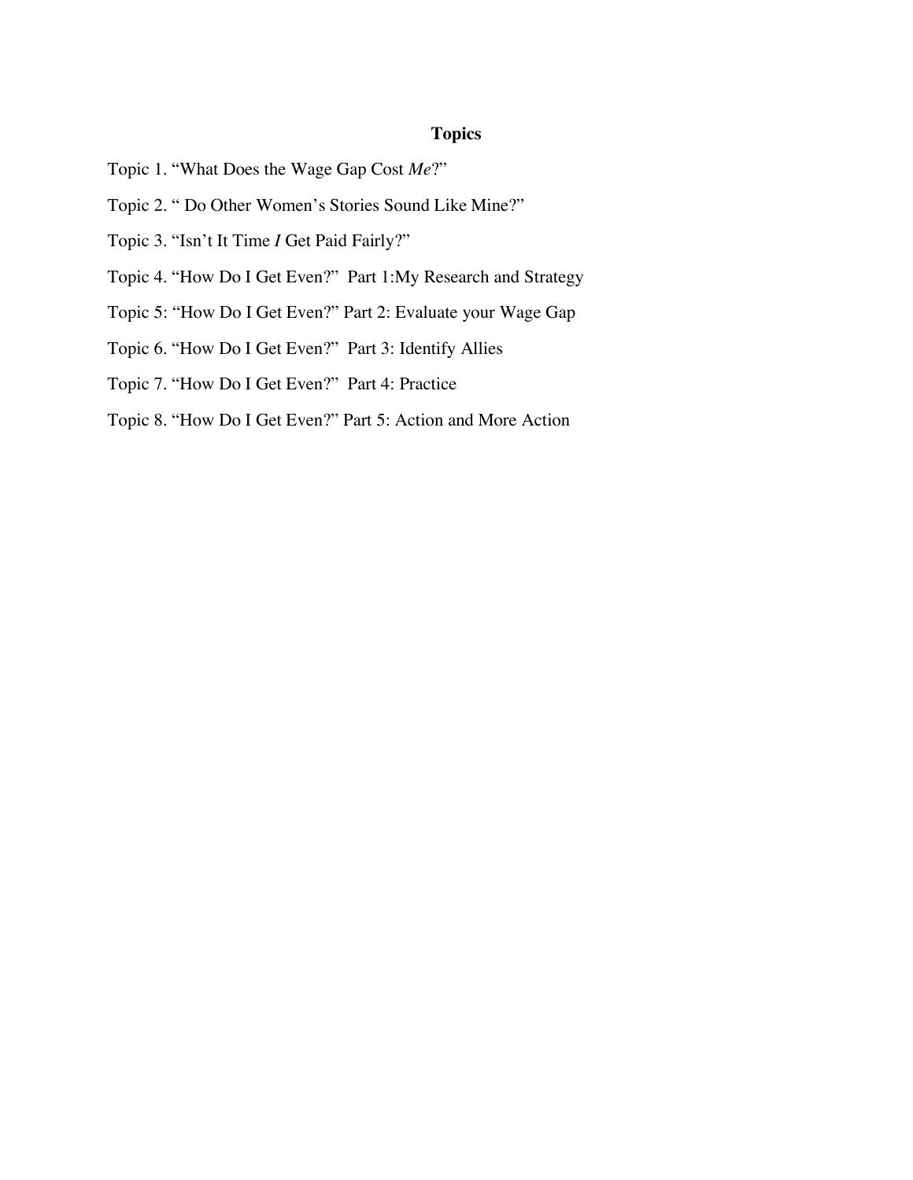**Topics**

Topic 1. “What Does the Wage Gap Cost *Me*?”

Topic 2. “ Do Other Women’s Stories Sound Like Mine?”

Topic 3. “Isn’t It Time *I* Get Paid Fairly?”

Topic 4. “How Do I Get Even?” Part 1:My Research and Strategy

Topic 5: “How Do I Get Even?” Part 2: Evaluate your Wage Gap

Topic 6. “How Do I Get Even?” Part 3: Identify Allies

Topic 7. “How Do I Get Even?” Part 4: Practice

Topic 8. “How Do I Get Even?” Part 5: Action and More Action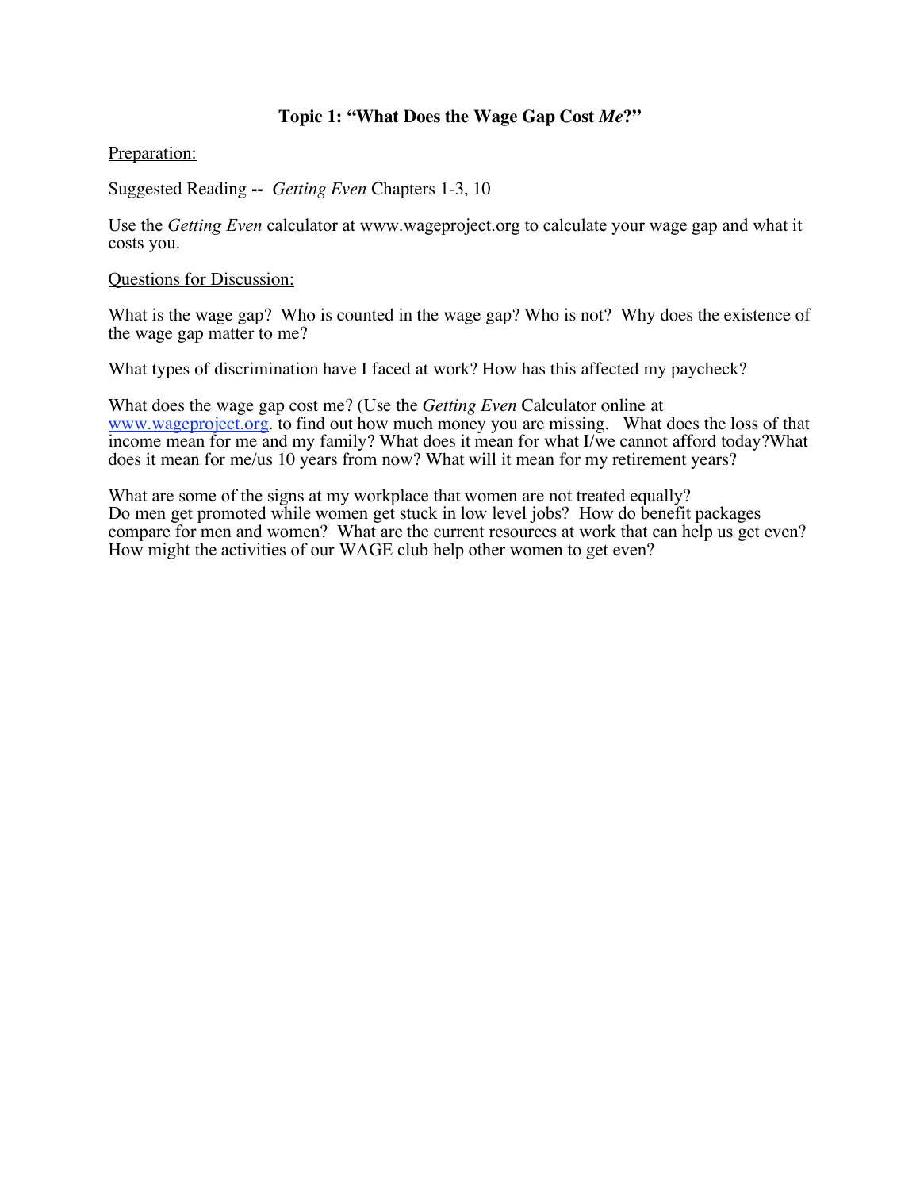## Topic 1: "What Does the Wage Gap Cost *Me*?"

Preparation:

Suggested Reading **--** *Getting Even* Chapters 1-3, 10

Use the *Getting Even* calculator at www.wageproject.org to calculate your wage gap and what it costs you.

Questions for Discussion:

What is the wage gap? Who is counted in the wage gap? Who is not? Why does the existence of the wage gap matter to me?

What types of discrimination have I faced at work? How has this affected my paycheck?

What does the wage gap cost me? (Use the *Getting Even* Calculator online at www.wageproject.org. to find out how much money you are missing. What does the loss of that income mean for me and my family? What does it mean for what I/we cannot afford today?What does it mean for me/us 10 years from now? What will it mean for my retirement years?

What are some of the signs at my workplace that women are not treated equally?
Do men get promoted while women get stuck in low level jobs? How do benefit packages compare for men and women? What are the current resources at work that can help us get even? How might the activities of our WAGE club help other women to get even?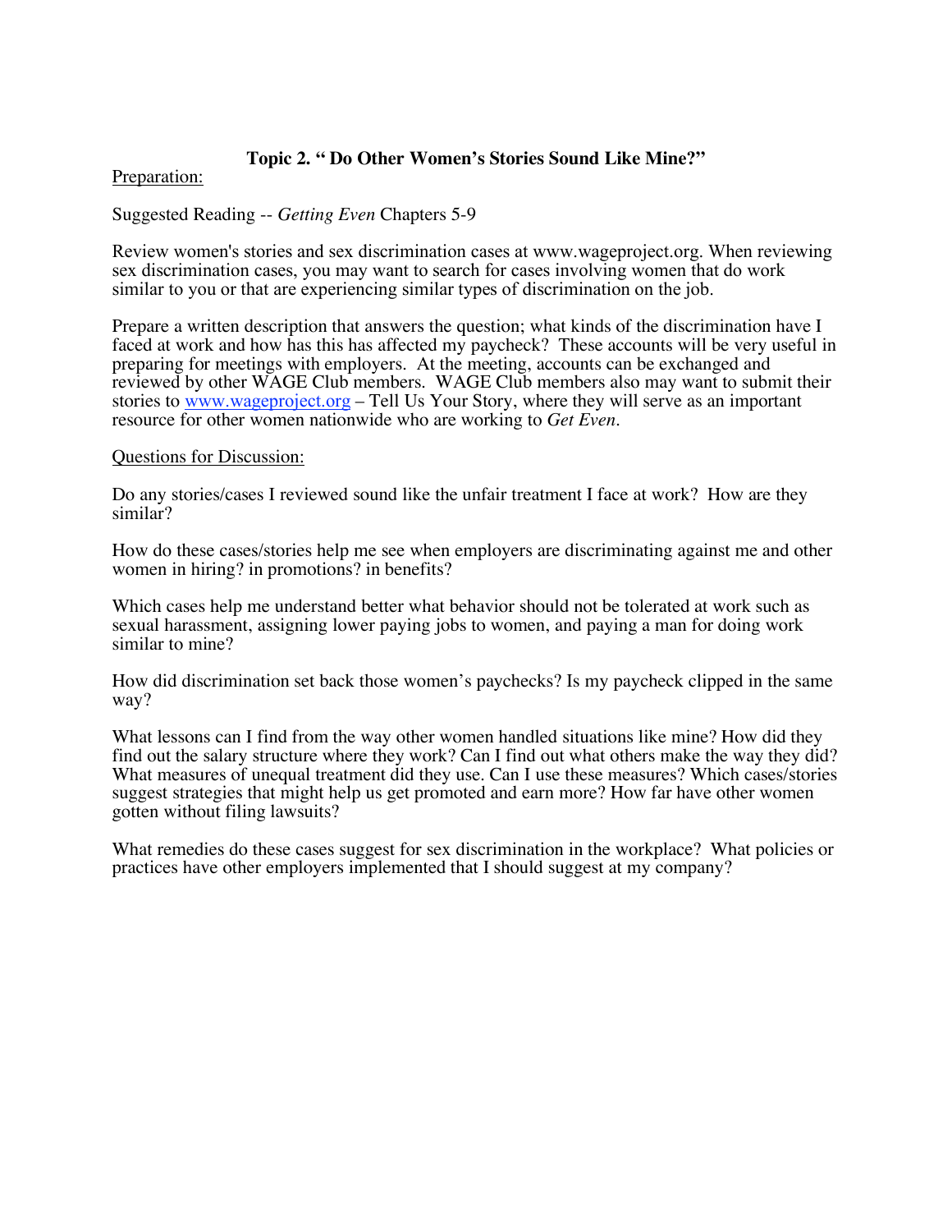## Topic 2. " Do Other Women's Stories Sound Like Mine?"

Preparation:

Suggested Reading -- *Getting Even* Chapters 5-9

Review women's stories and sex discrimination cases at www.wageproject.org. When reviewing sex discrimination cases, you may want to search for cases involving women that do work similar to you or that are experiencing similar types of discrimination on the job.

Prepare a written description that answers the question; what kinds of the discrimination have I faced at work and how has this has affected my paycheck? These accounts will be very useful in preparing for meetings with employers. At the meeting, accounts can be exchanged and reviewed by other WAGE Club members. WAGE Club members also may want to submit their stories to www.wageproject.org – Tell Us Your Story, where they will serve as an important resource for other women nationwide who are working to *Get Even*.

Questions for Discussion:

Do any stories/cases I reviewed sound like the unfair treatment I face at work? How are they similar?

How do these cases/stories help me see when employers are discriminating against me and other women in hiring? in promotions? in benefits?

Which cases help me understand better what behavior should not be tolerated at work such as sexual harassment, assigning lower paying jobs to women, and paying a man for doing work similar to mine?

How did discrimination set back those women's paychecks? Is my paycheck clipped in the same way?

What lessons can I find from the way other women handled situations like mine? How did they find out the salary structure where they work? Can I find out what others make the way they did? What measures of unequal treatment did they use. Can I use these measures? Which cases/stories suggest strategies that might help us get promoted and earn more? How far have other women gotten without filing lawsuits?

What remedies do these cases suggest for sex discrimination in the workplace? What policies or practices have other employers implemented that I should suggest at my company?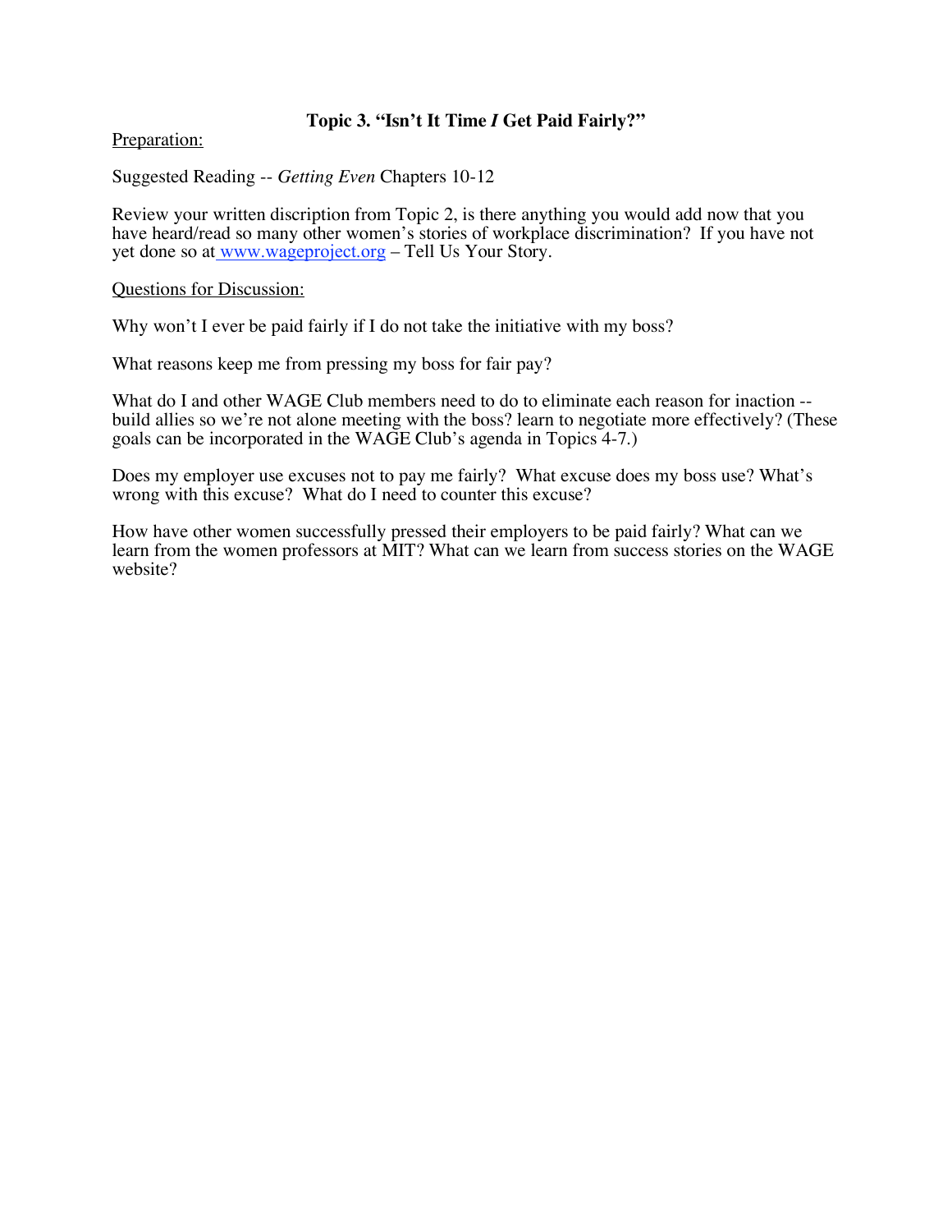## Topic 3. "Isn't It Time *I* Get Paid Fairly?"

Preparation:

Suggested Reading -- *Getting Even* Chapters 10-12

Review your written discription from Topic 2, is there anything you would add now that you have heard/read so many other women's stories of workplace discrimination? If you have not yet done so at [www.wageproject.org](http://www.wageproject.org) – Tell Us Your Story.

Questions for Discussion:

Why won't I ever be paid fairly if I do not take the initiative with my boss?

What reasons keep me from pressing my boss for fair pay?

What do I and other WAGE Club members need to do to eliminate each reason for inaction -- build allies so we're not alone meeting with the boss? learn to negotiate more effectively? (These goals can be incorporated in the WAGE Club's agenda in Topics 4-7.)

Does my employer use excuses not to pay me fairly? What excuse does my boss use? What's wrong with this excuse? What do I need to counter this excuse?

How have other women successfully pressed their employers to be paid fairly? What can we learn from the women professors at MIT? What can we learn from success stories on the WAGE website?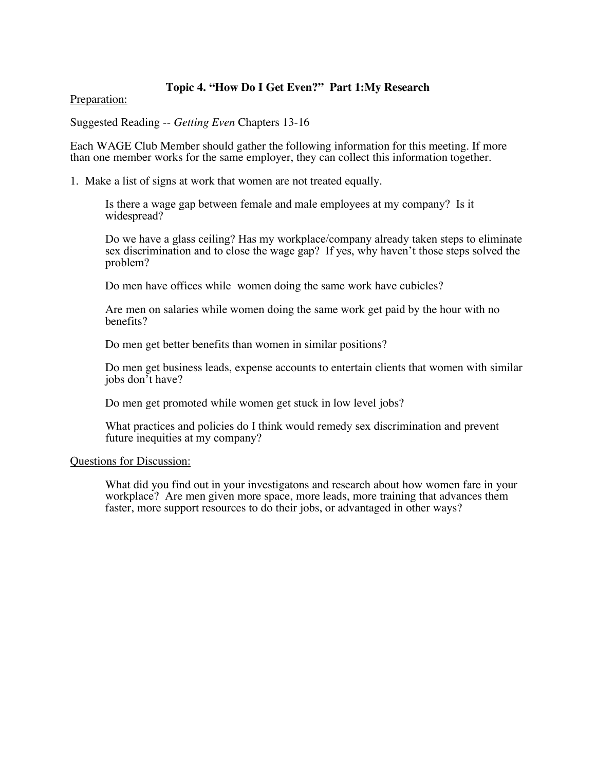**Topic 4. "How Do I Get Even?" Part 1:My Research**

<u>Preparation:</u>

Suggested Reading -- *Getting Even* Chapters 13-16

Each WAGE Club Member should gather the following information for this meeting. If more than one member works for the same employer, they can collect this information together.

1. Make a list of signs at work that women are not treated equally.

   Is there a wage gap between female and male employees at my company? Is it widespread?

   Do we have a glass ceiling? Has my workplace/company already taken steps to eliminate sex discrimination and to close the wage gap? If yes, why haven't those steps solved the problem?

   Do men have offices while women doing the same work have cubicles?

   Are men on salaries while women doing the same work get paid by the hour with no benefits?

   Do men get better benefits than women in similar positions?

   Do men get business leads, expense accounts to entertain clients that women with similar jobs don't have?

   Do men get promoted while women get stuck in low level jobs?

   What practices and policies do I think would remedy sex discrimination and prevent future inequities at my company?

<u>Questions for Discussion:</u>

What did you find out in your investigatons and research about how women fare in your workplace? Are men given more space, more leads, more training that advances them faster, more support resources to do their jobs, or advantaged in other ways?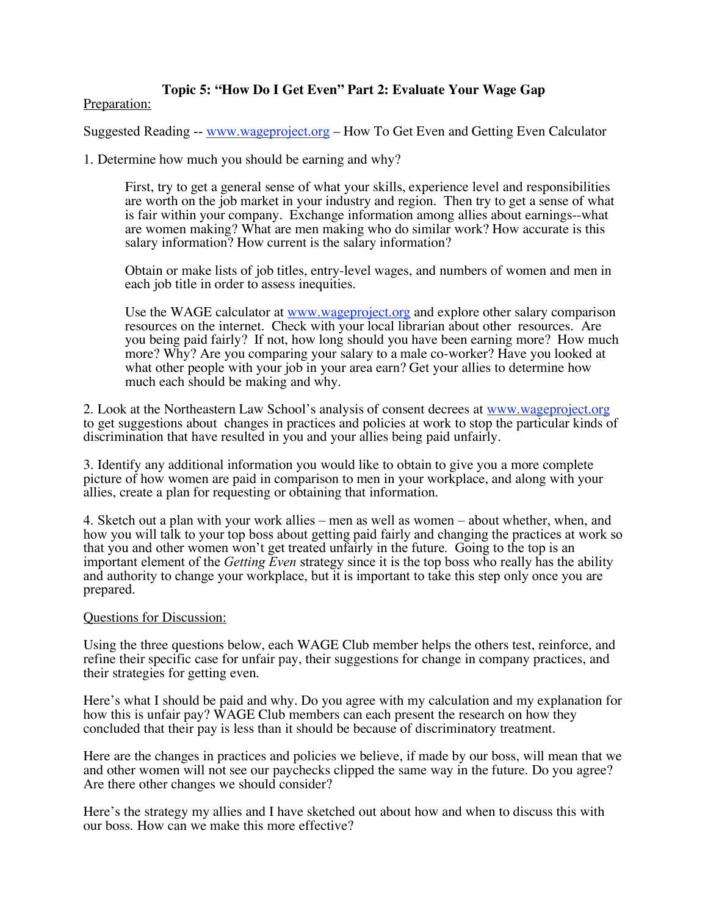## Topic 5: "How Do I Get Even" Part 2: Evaluate Your Wage Gap

Preparation:

Suggested Reading -- www.wageproject.org – How To Get Even and Getting Even Calculator

1. Determine how much you should be earning and why?

   First, try to get a general sense of what your skills, experience level and responsibilities are worth on the job market in your industry and region. Then try to get a sense of what is fair within your company. Exchange information among allies about earnings--what are women making? What are men making who do similar work? How accurate is this salary information? How current is the salary information?

   Obtain or make lists of job titles, entry-level wages, and numbers of women and men in each job title in order to assess inequities.

   Use the WAGE calculator at www.wageproject.org and explore other salary comparison resources on the internet. Check with your local librarian about other resources. Are you being paid fairly? If not, how long should you have been earning more? How much more? Why? Are you comparing your salary to a male co-worker? Have you looked at what other people with your job in your area earn? Get your allies to determine how much each should be making and why.

2. Look at the Northeastern Law School's analysis of consent decrees at www.wageproject.org to get suggestions about changes in practices and policies at work to stop the particular kinds of discrimination that have resulted in you and your allies being paid unfairly.

3. Identify any additional information you would like to obtain to give you a more complete picture of how women are paid in comparison to men in your workplace, and along with your allies, create a plan for requesting or obtaining that information.

4. Sketch out a plan with your work allies – men as well as women – about whether, when, and how you will talk to your top boss about getting paid fairly and changing the practices at work so that you and other women won't get treated unfairly in the future. Going to the top is an important element of the *Getting Even* strategy since it is the top boss who really has the ability and authority to change your workplace, but it is important to take this step only once you are prepared.

Questions for Discussion:

Using the three questions below, each WAGE Club member helps the others test, reinforce, and refine their specific case for unfair pay, their suggestions for change in company practices, and their strategies for getting even.

Here's what I should be paid and why. Do you agree with my calculation and my explanation for how this is unfair pay? WAGE Club members can each present the research on how they concluded that their pay is less than it should be because of discriminatory treatment.

Here are the changes in practices and policies we believe, if made by our boss, will mean that we and other women will not see our paychecks clipped the same way in the future. Do you agree? Are there other changes we should consider?

Here's the strategy my allies and I have sketched out about how and when to discuss this with our boss. How can we make this more effective?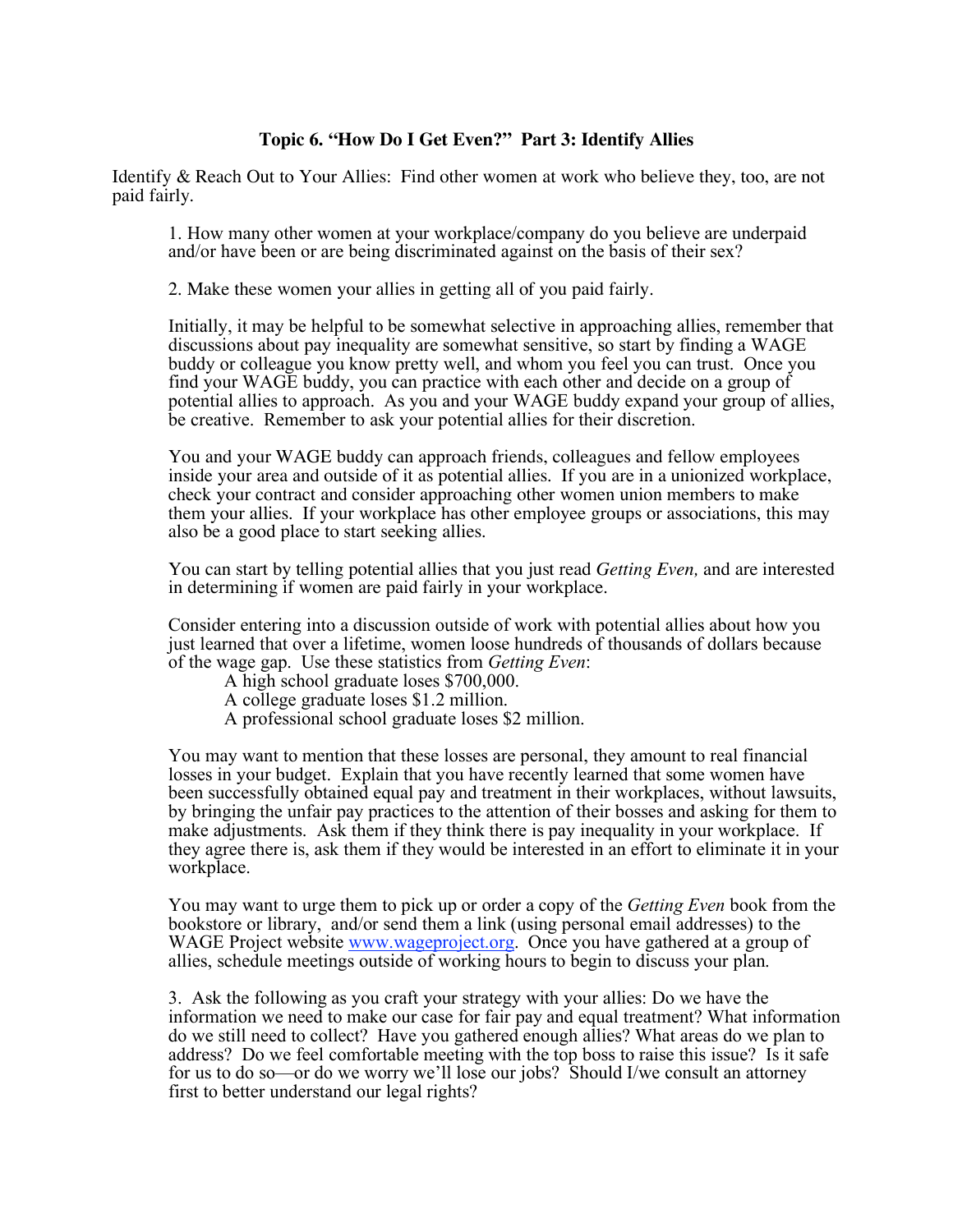## Topic 6. "How Do I Get Even?" Part 3: Identify Allies

Identify & Reach Out to Your Allies: Find other women at work who believe they, too, are not paid fairly.

1. How many other women at your workplace/company do you believe are underpaid and/or have been or are being discriminated against on the basis of their sex?

2. Make these women your allies in getting all of you paid fairly.

Initially, it may be helpful to be somewhat selective in approaching allies, remember that discussions about pay inequality are somewhat sensitive, so start by finding a WAGE buddy or colleague you know pretty well, and whom you feel you can trust. Once you find your WAGE buddy, you can practice with each other and decide on a group of potential allies to approach. As you and your WAGE buddy expand your group of allies, be creative. Remember to ask your potential allies for their discretion.

You and your WAGE buddy can approach friends, colleagues and fellow employees inside your area and outside of it as potential allies. If you are in a unionized workplace, check your contract and consider approaching other women union members to make them your allies. If your workplace has other employee groups or associations, this may also be a good place to start seeking allies.

You can start by telling potential allies that you just read *Getting Even,* and are interested in determining if women are paid fairly in your workplace.

Consider entering into a discussion outside of work with potential allies about how you just learned that over a lifetime, women loose hundreds of thousands of dollars because of the wage gap. Use these statistics from *Getting Even*:

A high school graduate loses $700,000.
A college graduate loses $1.2 million.
A professional school graduate loses $2 million.

You may want to mention that these losses are personal, they amount to real financial losses in your budget. Explain that you have recently learned that some women have been successfully obtained equal pay and treatment in their workplaces, without lawsuits, by bringing the unfair pay practices to the attention of their bosses and asking for them to make adjustments. Ask them if they think there is pay inequality in your workplace. If they agree there is, ask them if they would be interested in an effort to eliminate it in your workplace.

You may want to urge them to pick up or order a copy of the *Getting Even* book from the bookstore or library, and/or send them a link (using personal email addresses) to the WAGE Project website www.wageproject.org. Once you have gathered at a group of allies, schedule meetings outside of working hours to begin to discuss your plan.

3. Ask the following as you craft your strategy with your allies: Do we have the information we need to make our case for fair pay and equal treatment? What information do we still need to collect? Have you gathered enough allies? What areas do we plan to address? Do we feel comfortable meeting with the top boss to raise this issue? Is it safe for us to do so—or do we worry we'll lose our jobs? Should I/we consult an attorney first to better understand our legal rights?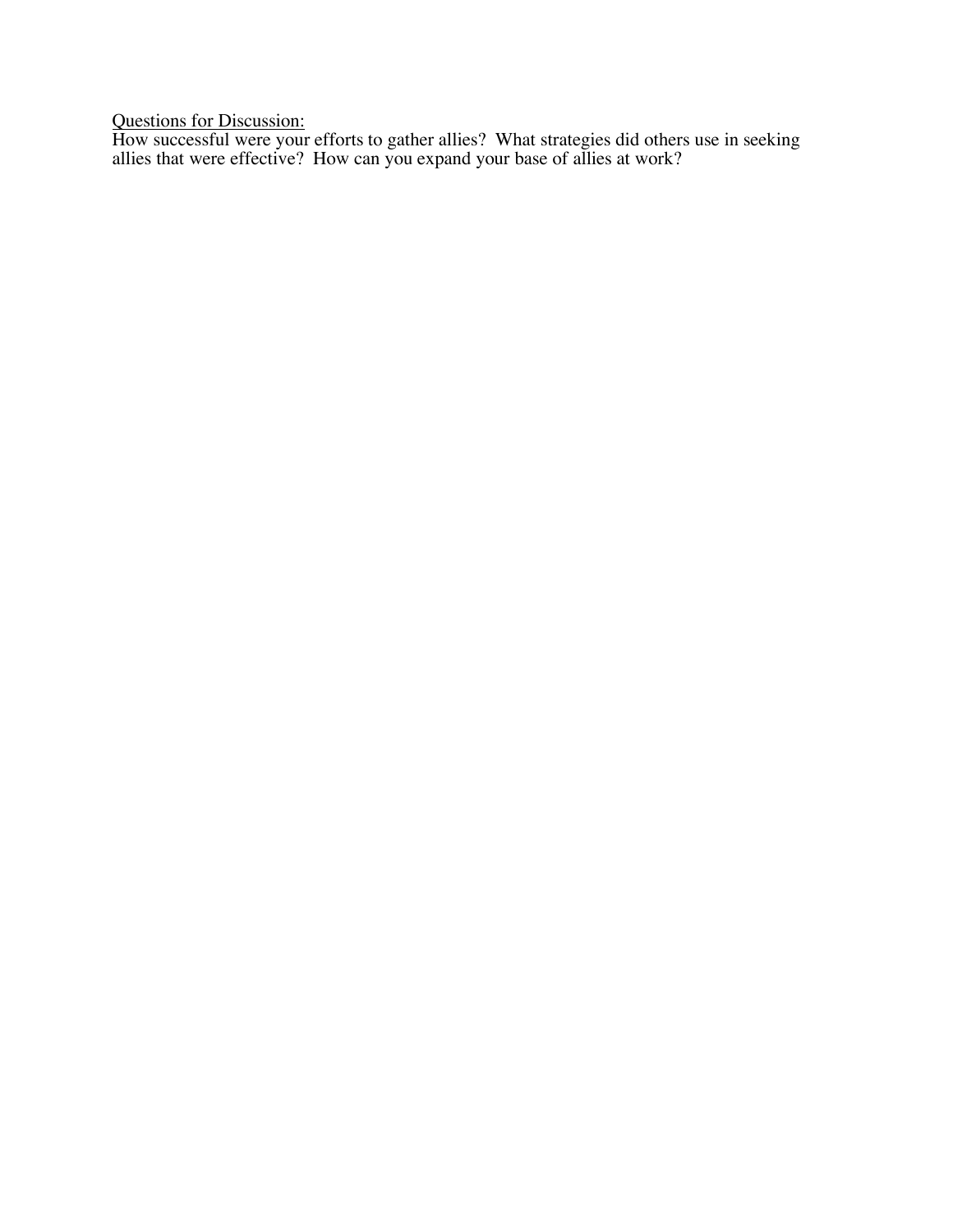<u>Questions for Discussion:</u>
How successful were your efforts to gather allies? What strategies did others use in seeking allies that were effective? How can you expand your base of allies at work?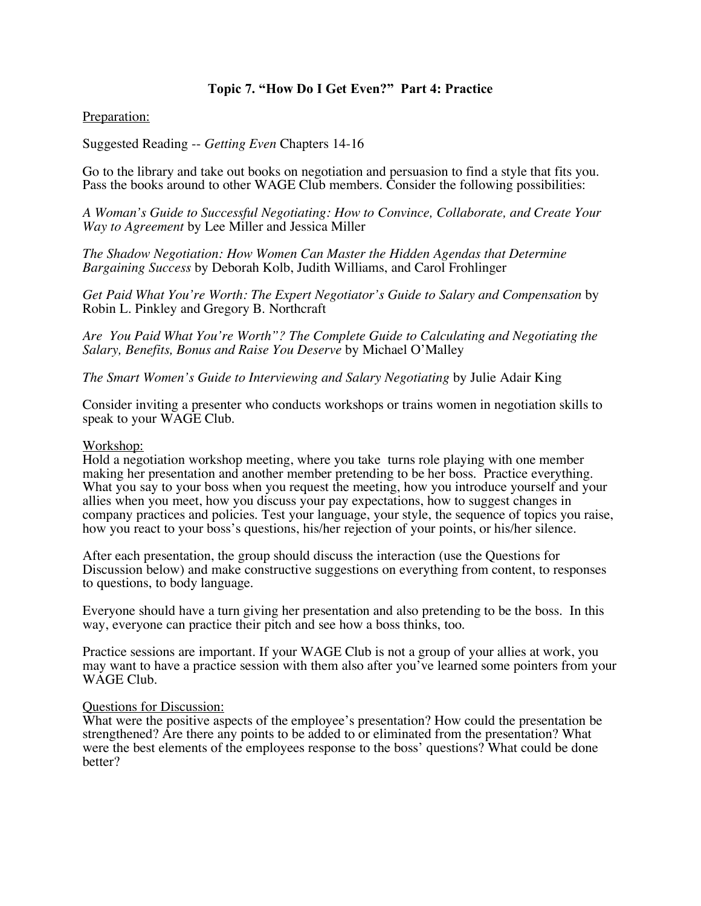**Topic 7. "How Do I Get Even?" Part 4: Practice**

Preparation:

Suggested Reading -- *Getting Even* Chapters 14-16

Go to the library and take out books on negotiation and persuasion to find a style that fits you. Pass the books around to other WAGE Club members. Consider the following possibilities:

*A Woman's Guide to Successful Negotiating: How to Convince, Collaborate, and Create Your Way to Agreement* by Lee Miller and Jessica Miller

*The Shadow Negotiation: How Women Can Master the Hidden Agendas that Determine Bargaining Success* by Deborah Kolb, Judith Williams, and Carol Frohlinger

*Get Paid What You're Worth: The Expert Negotiator's Guide to Salary and Compensation* by Robin L. Pinkley and Gregory B. Northcraft

*Are You Paid What You're Worth"? The Complete Guide to Calculating and Negotiating the Salary, Benefits, Bonus and Raise You Deserve* by Michael O'Malley

*The Smart Women's Guide to Interviewing and Salary Negotiating* by Julie Adair King

Consider inviting a presenter who conducts workshops or trains women in negotiation skills to speak to your WAGE Club.

Workshop:

Hold a negotiation workshop meeting, where you take turns role playing with one member making her presentation and another member pretending to be her boss. Practice everything. What you say to your boss when you request the meeting, how you introduce yourself and your allies when you meet, how you discuss your pay expectations, how to suggest changes in company practices and policies. Test your language, your style, the sequence of topics you raise, how you react to your boss's questions, his/her rejection of your points, or his/her silence.

After each presentation, the group should discuss the interaction (use the Questions for Discussion below) and make constructive suggestions on everything from content, to responses to questions, to body language.

Everyone should have a turn giving her presentation and also pretending to be the boss. In this way, everyone can practice their pitch and see how a boss thinks, too.

Practice sessions are important. If your WAGE Club is not a group of your allies at work, you may want to have a practice session with them also after you've learned some pointers from your WAGE Club.

Questions for Discussion:

What were the positive aspects of the employee's presentation? How could the presentation be strengthened? Are there any points to be added to or eliminated from the presentation? What were the best elements of the employees response to the boss' questions? What could be done better?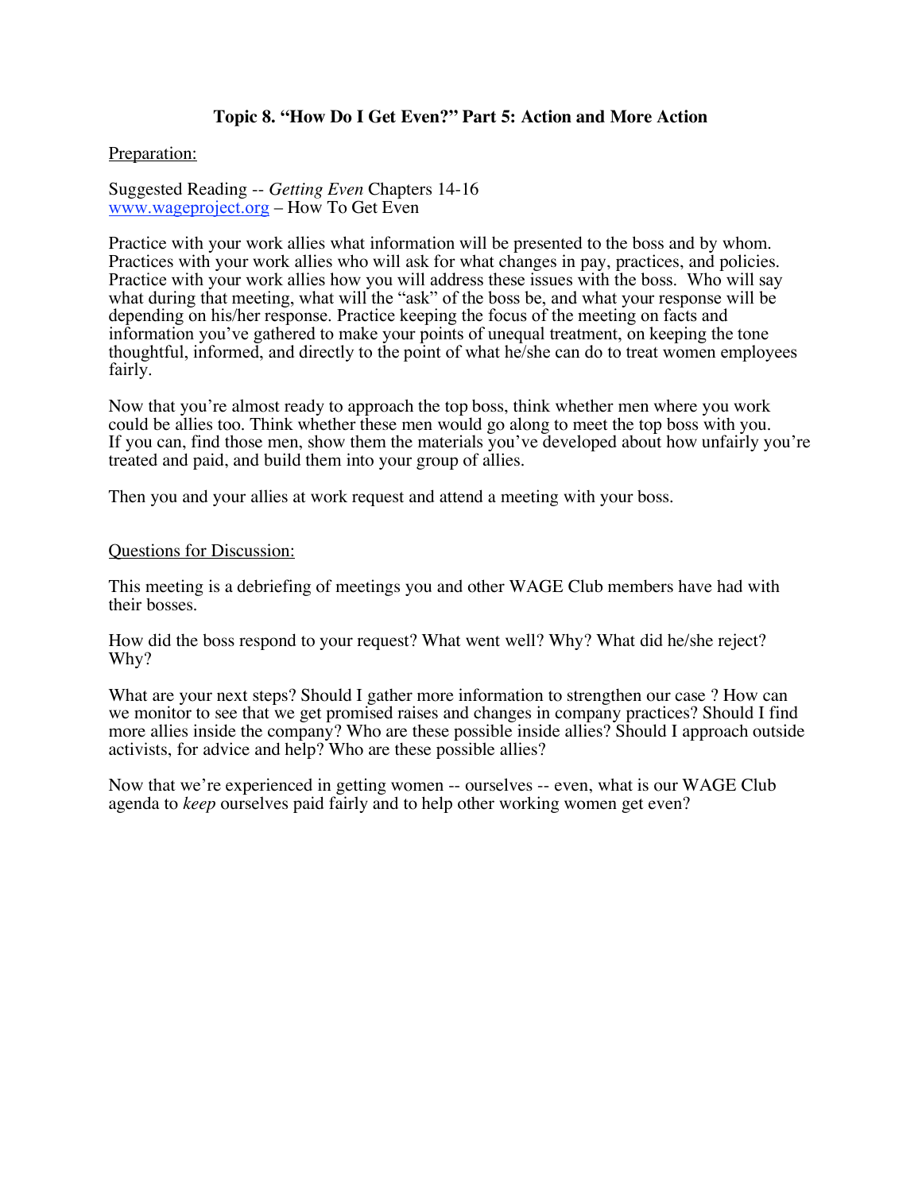**Topic 8. "How Do I Get Even?" Part 5: Action and More Action**

Preparation:

Suggested Reading -- *Getting Even* Chapters 14-16
www.wageproject.org – How To Get Even

Practice with your work allies what information will be presented to the boss and by whom. Practices with your work allies who will ask for what changes in pay, practices, and policies. Practice with your work allies how you will address these issues with the boss. Who will say what during that meeting, what will the "ask" of the boss be, and what your response will be depending on his/her response. Practice keeping the focus of the meeting on facts and information you've gathered to make your points of unequal treatment, on keeping the tone thoughtful, informed, and directly to the point of what he/she can do to treat women employees fairly.

Now that you're almost ready to approach the top boss, think whether men where you work could be allies too. Think whether these men would go along to meet the top boss with you. If you can, find those men, show them the materials you've developed about how unfairly you're treated and paid, and build them into your group of allies.

Then you and your allies at work request and attend a meeting with your boss.

Questions for Discussion:

This meeting is a debriefing of meetings you and other WAGE Club members have had with their bosses.

How did the boss respond to your request? What went well? Why? What did he/she reject? Why?

What are your next steps? Should I gather more information to strengthen our case ? How can we monitor to see that we get promised raises and changes in company practices? Should I find more allies inside the company? Who are these possible inside allies? Should I approach outside activists, for advice and help? Who are these possible allies?

Now that we're experienced in getting women -- ourselves -- even, what is our WAGE Club agenda to *keep* ourselves paid fairly and to help other working women get even?